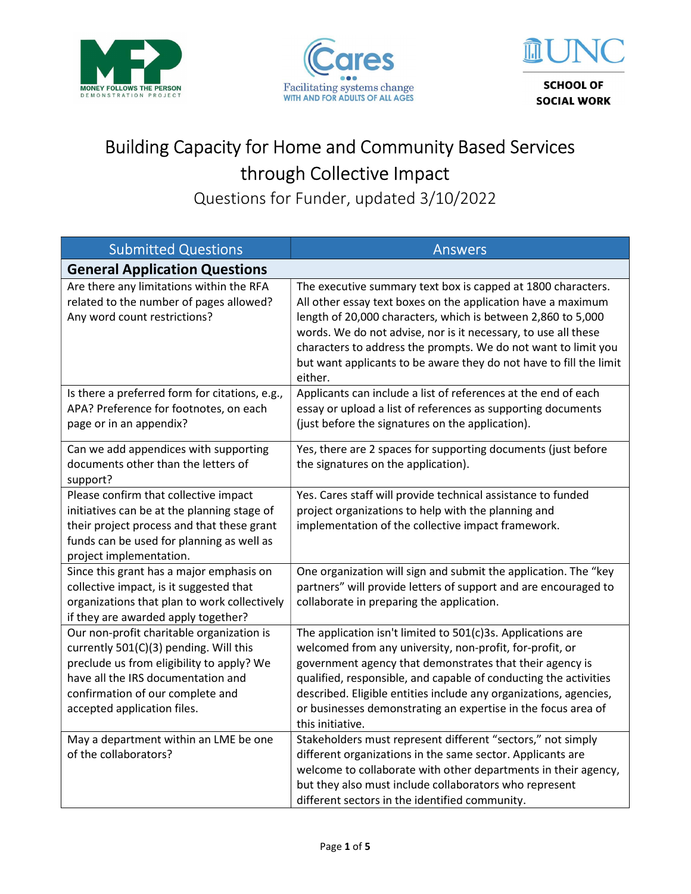# Building Capacity for Home and Community Based Services through Collective Impact

Questions for Funder, updated 3/10/2022

| Submitted Questions | Answers |
|---|---|
| **General Application Questions** | |
| Are there any limitations within the RFA related to the number of pages allowed? Any word count restrictions? | The executive summary text box is capped at 1800 characters. All other essay text boxes on the application have a maximum length of 20,000 characters, which is between 2,860 to 5,000 words. We do not advise, nor is it necessary, to use all these characters to address the prompts. We do not want to limit you but want applicants to be aware they do not have to fill the limit either. |
| Is there a preferred form for citations, e.g., APA? Preference for footnotes, on each page or in an appendix? | Applicants can include a list of references at the end of each essay or upload a list of references as supporting documents (just before the signatures on the application). |
| Can we add appendices with supporting documents other than the letters of support? | Yes, there are 2 spaces for supporting documents (just before the signatures on the application). |
| Please confirm that collective impact initiatives can be at the planning stage of their project process and that these grant funds can be used for planning as well as project implementation. | Yes. Cares staff will provide technical assistance to funded project organizations to help with the planning and implementation of the collective impact framework. |
| Since this grant has a major emphasis on collective impact, is it suggested that organizations that plan to work collectively if they are awarded apply together? | One organization will sign and submit the application. The "key partners" will provide letters of support and are encouraged to collaborate in preparing the application. |
| Our non-profit charitable organization is currently 501(C)(3) pending. Will this preclude us from eligibility to apply? We have all the IRS documentation and confirmation of our complete and accepted application files. | The application isn't limited to 501(c)3s. Applications are welcomed from any university, non-profit, for-profit, or government agency that demonstrates that their agency is qualified, responsible, and capable of conducting the activities described. Eligible entities include any organizations, agencies, or businesses demonstrating an expertise in the focus area of this initiative. |
| May a department within an LME be one of the collaborators? | Stakeholders must represent different "sectors," not simply different organizations in the same sector. Applicants are welcome to collaborate with other departments in their agency, but they also must include collaborators who represent different sectors in the identified community. |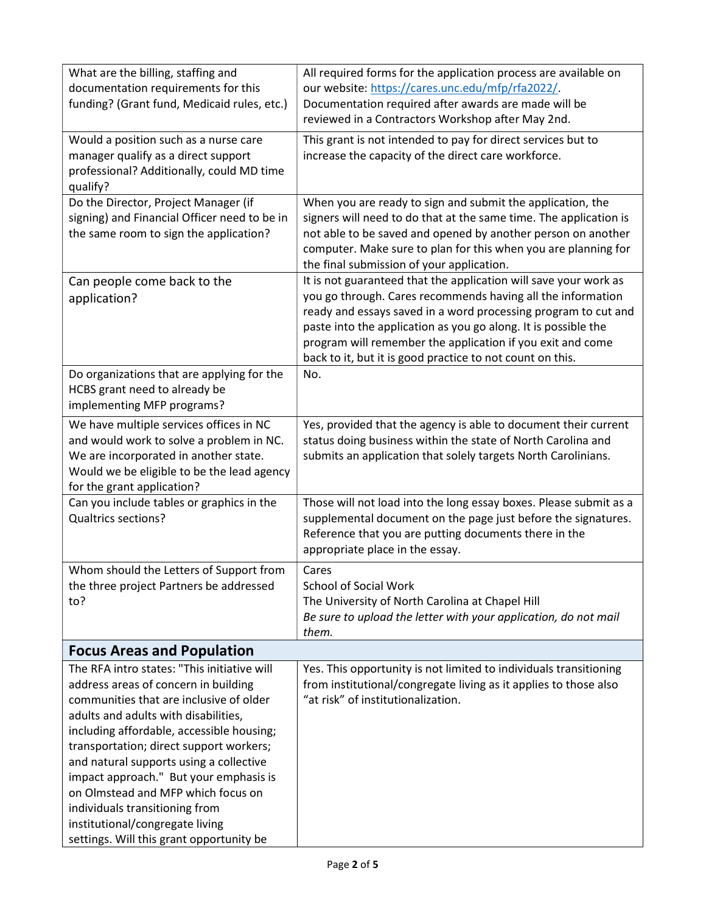| | |
|---|---|
| What are the billing, staffing and documentation requirements for this funding? (Grant fund, Medicaid rules, etc.) | All required forms for the application process are available on our website: [https://cares.unc.edu/mfp/rfa2022/](https://cares.unc.edu/mfp/rfa2022/). Documentation required after awards are made will be reviewed in a Contractors Workshop after May 2nd. |
| Would a position such as a nurse care manager qualify as a direct support professional? Additionally, could MD time qualify? | This grant is not intended to pay for direct services but to increase the capacity of the direct care workforce. |
| Do the Director, Project Manager (if signing) and Financial Officer need to be in the same room to sign the application? | When you are ready to sign and submit the application, the signers will need to do that at the same time. The application is not able to be saved and opened by another person on another computer. Make sure to plan for this when you are planning for the final submission of your application. |
| Can people come back to the application? | It is not guaranteed that the application will save your work as you go through. Cares recommends having all the information ready and essays saved in a word processing program to cut and paste into the application as you go along. It is possible the program will remember the application if you exit and come back to it, but it is good practice to not count on this. |
| Do organizations that are applying for the HCBS grant need to already be implementing MFP programs? | No. |
| We have multiple services offices in NC and would work to solve a problem in NC. We are incorporated in another state. Would we be eligible to be the lead agency for the grant application? | Yes, provided that the agency is able to document their current status doing business within the state of North Carolina and submits an application that solely targets North Carolinians. |
| Can you include tables or graphics in the Qualtrics sections? | Those will not load into the long essay boxes. Please submit as a supplemental document on the page just before the signatures. Reference that you are putting documents there in the appropriate place in the essay. |
| Whom should the Letters of Support from the three project Partners be addressed to? | Cares<br>School of Social Work<br>The University of North Carolina at Chapel Hill<br>*Be sure to upload the letter with your application, do not mail them.* |
| **Focus Areas and Population** | |
| The RFA intro states: "This initiative will address areas of concern in building communities that are inclusive of older adults and adults with disabilities, including affordable, accessible housing; transportation; direct support workers; and natural supports using a collective impact approach." But your emphasis is on Olmstead and MFP which focus on individuals transitioning from institutional/congregate living settings. Will this grant opportunity be | Yes. This opportunity is not limited to individuals transitioning from institutional/congregate living as it applies to those also "at risk" of institutionalization. |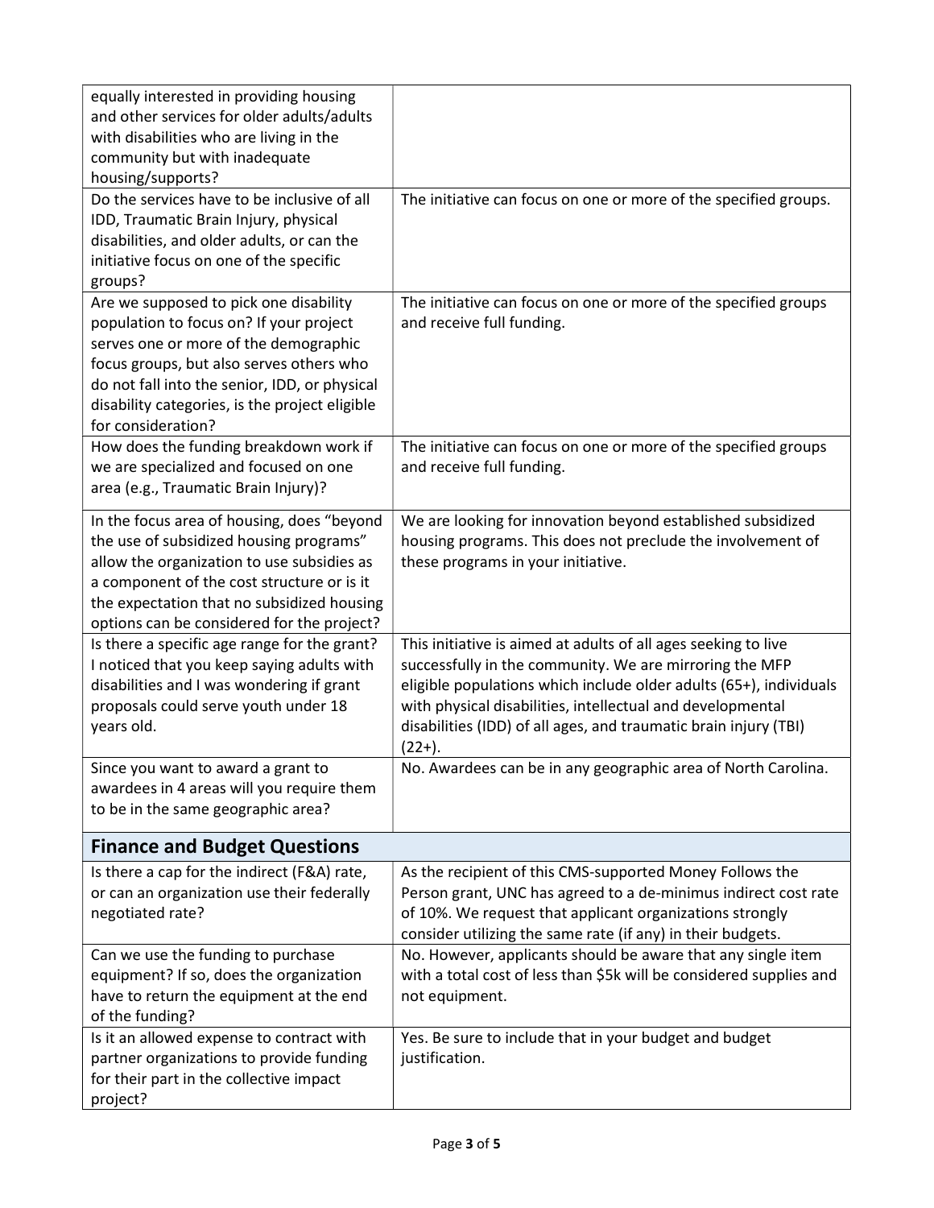| | |
|---|---|
| equally interested in providing housing and other services for older adults/adults with disabilities who are living in the community but with inadequate housing/supports? | |
| Do the services have to be inclusive of all IDD, Traumatic Brain Injury, physical disabilities, and older adults, or can the initiative focus on one of the specific groups? | The initiative can focus on one or more of the specified groups. |
| Are we supposed to pick one disability population to focus on? If your project serves one or more of the demographic focus groups, but also serves others who do not fall into the senior, IDD, or physical disability categories, is the project eligible for consideration? | The initiative can focus on one or more of the specified groups and receive full funding. |
| How does the funding breakdown work if we are specialized and focused on one area (e.g., Traumatic Brain Injury)? | The initiative can focus on one or more of the specified groups and receive full funding. |
| In the focus area of housing, does "beyond the use of subsidized housing programs" allow the organization to use subsidies as a component of the cost structure or is it the expectation that no subsidized housing options can be considered for the project? | We are looking for innovation beyond established subsidized housing programs. This does not preclude the involvement of these programs in your initiative. |
| Is there a specific age range for the grant? I noticed that you keep saying adults with disabilities and I was wondering if grant proposals could serve youth under 18 years old. | This initiative is aimed at adults of all ages seeking to live successfully in the community. We are mirroring the MFP eligible populations which include older adults (65+), individuals with physical disabilities, intellectual and developmental disabilities (IDD) of all ages, and traumatic brain injury (TBI) (22+). |
| Since you want to award a grant to awardees in 4 areas will you require them to be in the same geographic area? | No. Awardees can be in any geographic area of North Carolina. |
| **Finance and Budget Questions** | |
| Is there a cap for the indirect (F&A) rate, or can an organization use their federally negotiated rate? | As the recipient of this CMS-supported Money Follows the Person grant, UNC has agreed to a de-minimus indirect cost rate of 10%. We request that applicant organizations strongly consider utilizing the same rate (if any) in their budgets. |
| Can we use the funding to purchase equipment? If so, does the organization have to return the equipment at the end of the funding? | No. However, applicants should be aware that any single item with a total cost of less than $5k will be considered supplies and not equipment. |
| Is it an allowed expense to contract with partner organizations to provide funding for their part in the collective impact project? | Yes. Be sure to include that in your budget and budget justification. |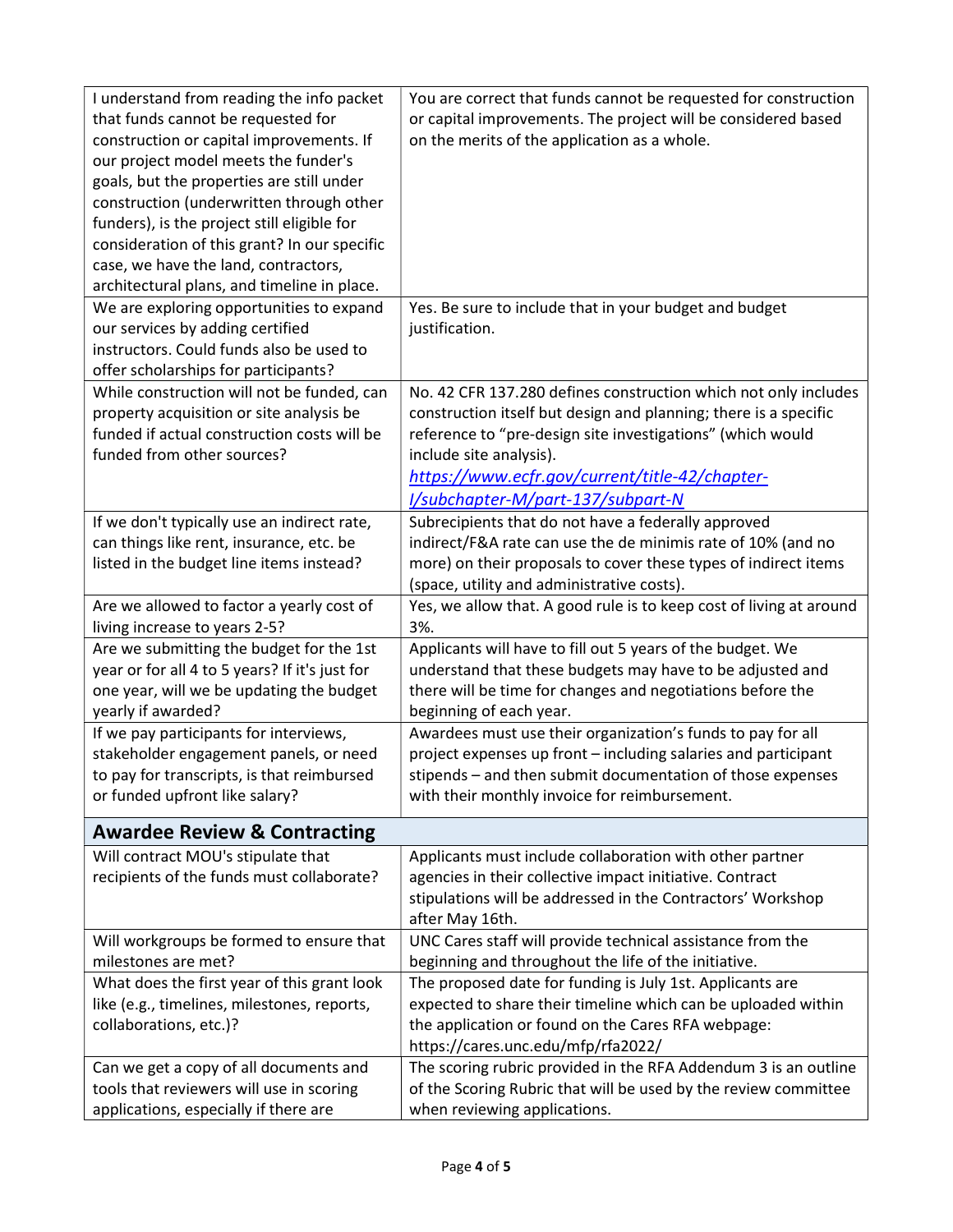| | |
|---|---|
| I understand from reading the info packet that funds cannot be requested for construction or capital improvements. If our project model meets the funder's goals, but the properties are still under construction (underwritten through other funders), is the project still eligible for consideration of this grant? In our specific case, we have the land, contractors, architectural plans, and timeline in place. | You are correct that funds cannot be requested for construction or capital improvements. The project will be considered based on the merits of the application as a whole. |
| We are exploring opportunities to expand our services by adding certified instructors. Could funds also be used to offer scholarships for participants? | Yes. Be sure to include that in your budget and budget justification. |
| While construction will not be funded, can property acquisition or site analysis be funded if actual construction costs will be funded from other sources? | No. 42 CFR 137.280 defines construction which not only includes construction itself but design and planning; there is a specific reference to "pre-design site investigations" (which would include site analysis). [https://www.ecfr.gov/current/title-42/chapter-I/subchapter-M/part-137/subpart-N](https://www.ecfr.gov/current/title-42/chapter-I/subchapter-M/part-137/subpart-N) |
| If we don't typically use an indirect rate, can things like rent, insurance, etc. be listed in the budget line items instead? | Subrecipients that do not have a federally approved indirect/F&A rate can use the de minimis rate of 10% (and no more) on their proposals to cover these types of indirect items (space, utility and administrative costs). |
| Are we allowed to factor a yearly cost of living increase to years 2-5? | Yes, we allow that. A good rule is to keep cost of living at around 3%. |
| Are we submitting the budget for the 1st year or for all 4 to 5 years? If it's just for one year, will we be updating the budget yearly if awarded? | Applicants will have to fill out 5 years of the budget. We understand that these budgets may have to be adjusted and there will be time for changes and negotiations before the beginning of each year. |
| If we pay participants for interviews, stakeholder engagement panels, or need to pay for transcripts, is that reimbursed or funded upfront like salary? | Awardees must use their organization's funds to pay for all project expenses up front – including salaries and participant stipends – and then submit documentation of those expenses with their monthly invoice for reimbursement. |
| **Awardee Review & Contracting** | |
| Will contract MOU's stipulate that recipients of the funds must collaborate? | Applicants must include collaboration with other partner agencies in their collective impact initiative. Contract stipulations will be addressed in the Contractors' Workshop after May 16th. |
| Will workgroups be formed to ensure that milestones are met? | UNC Cares staff will provide technical assistance from the beginning and throughout the life of the initiative. |
| What does the first year of this grant look like (e.g., timelines, milestones, reports, collaborations, etc.)? | The proposed date for funding is July 1st. Applicants are expected to share their timeline which can be uploaded within the application or found on the Cares RFA webpage: https://cares.unc.edu/mfp/rfa2022/ |
| Can we get a copy of all documents and tools that reviewers will use in scoring applications, especially if there are | The scoring rubric provided in the RFA Addendum 3 is an outline of the Scoring Rubric that will be used by the review committee when reviewing applications. |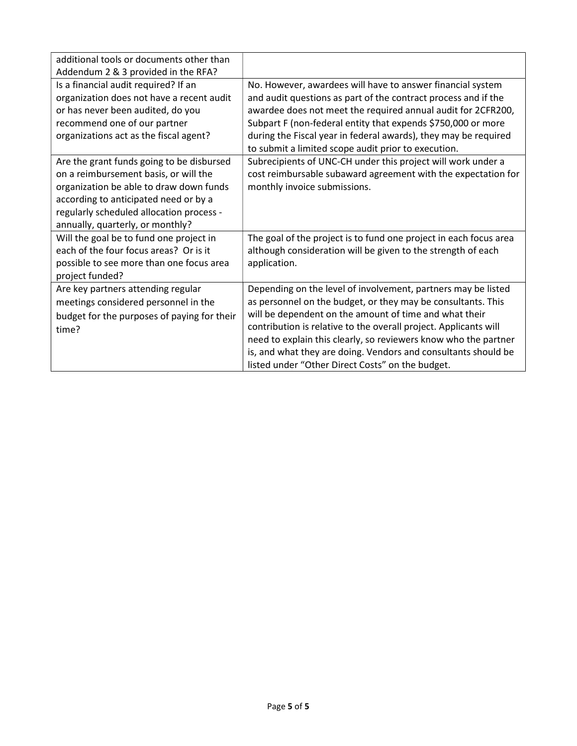| | |
|---|---|
| additional tools or documents other than Addendum 2 & 3 provided in the RFA? | |
| Is a financial audit required? If an organization does not have a recent audit or has never been audited, do you recommend one of our partner organizations act as the fiscal agent? | No. However, awardees will have to answer financial system and audit questions as part of the contract process and if the awardee does not meet the required annual audit for 2CFR200, Subpart F (non-federal entity that expends $750,000 or more during the Fiscal year in federal awards), they may be required to submit a limited scope audit prior to execution. |
| Are the grant funds going to be disbursed on a reimbursement basis, or will the organization be able to draw down funds according to anticipated need or by a regularly scheduled allocation process - annually, quarterly, or monthly? | Subrecipients of UNC-CH under this project will work under a cost reimbursable subaward agreement with the expectation for monthly invoice submissions. |
| Will the goal be to fund one project in each of the four focus areas? Or is it possible to see more than one focus area project funded? | The goal of the project is to fund one project in each focus area although consideration will be given to the strength of each application. |
| Are key partners attending regular meetings considered personnel in the budget for the purposes of paying for their time? | Depending on the level of involvement, partners may be listed as personnel on the budget, or they may be consultants. This will be dependent on the amount of time and what their contribution is relative to the overall project. Applicants will need to explain this clearly, so reviewers know who the partner is, and what they are doing. Vendors and consultants should be listed under "Other Direct Costs" on the budget. |